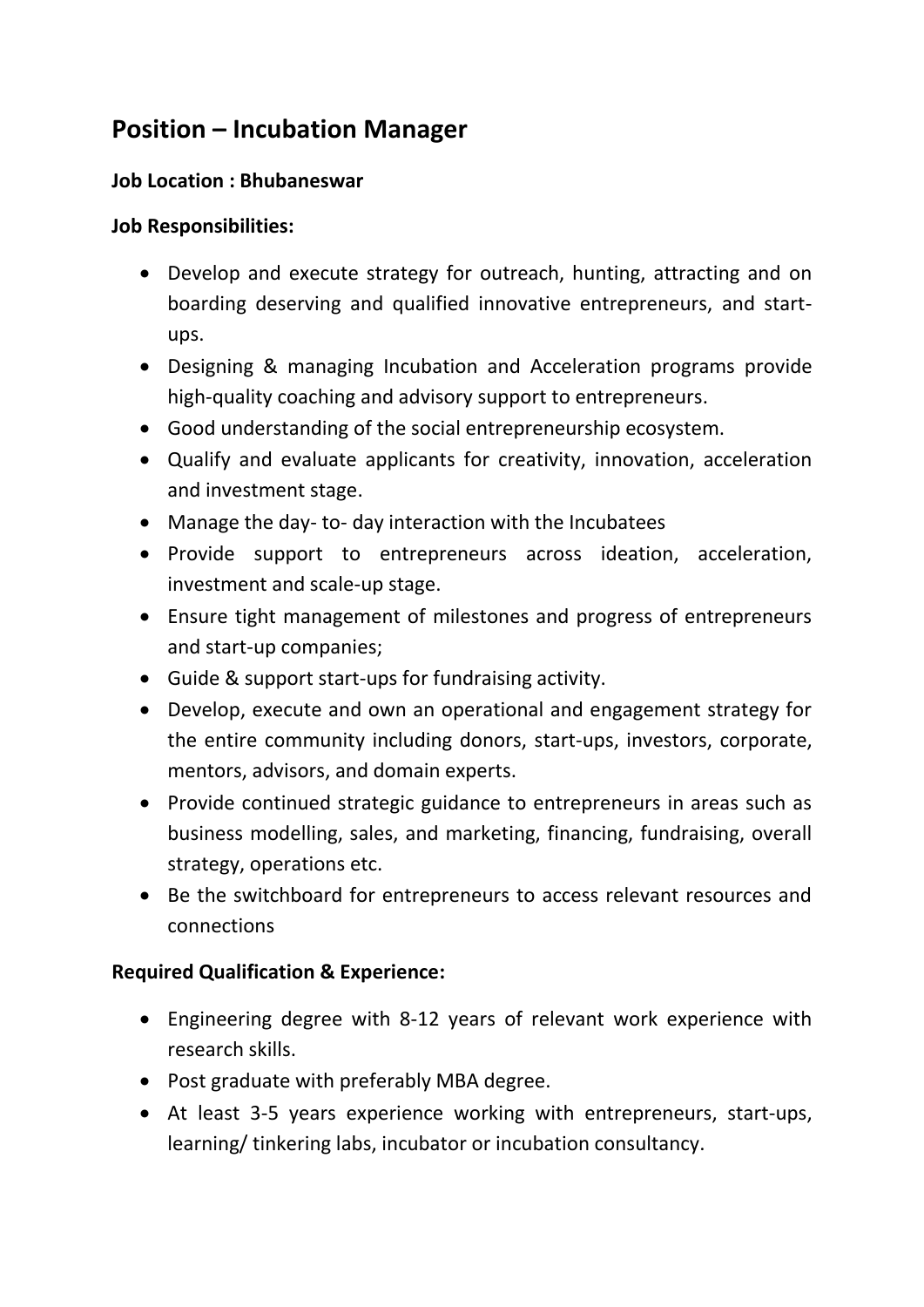# Position – Incubation Manager

**Job Location : Bhubaneswar**

**Job Responsibilities:**

- Develop and execute strategy for outreach, hunting, attracting and on boarding deserving and qualified innovative entrepreneurs, and start-ups.
- Designing & managing Incubation and Acceleration programs provide high-quality coaching and advisory support to entrepreneurs.
- Good understanding of the social entrepreneurship ecosystem.
- Qualify and evaluate applicants for creativity, innovation, acceleration and investment stage.
- Manage the day- to- day interaction with the Incubatees
- Provide support to entrepreneurs across ideation, acceleration, investment and scale-up stage.
- Ensure tight management of milestones and progress of entrepreneurs and start-up companies;
- Guide & support start-ups for fundraising activity.
- Develop, execute and own an operational and engagement strategy for the entire community including donors, start-ups, investors, corporate, mentors, advisors, and domain experts.
- Provide continued strategic guidance to entrepreneurs in areas such as business modelling, sales, and marketing, financing, fundraising, overall strategy, operations etc.
- Be the switchboard for entrepreneurs to access relevant resources and connections

**Required Qualification & Experience:**

- Engineering degree with 8-12 years of relevant work experience with research skills.
- Post graduate with preferably MBA degree.
- At least 3-5 years experience working with entrepreneurs, start-ups, learning/ tinkering labs, incubator or incubation consultancy.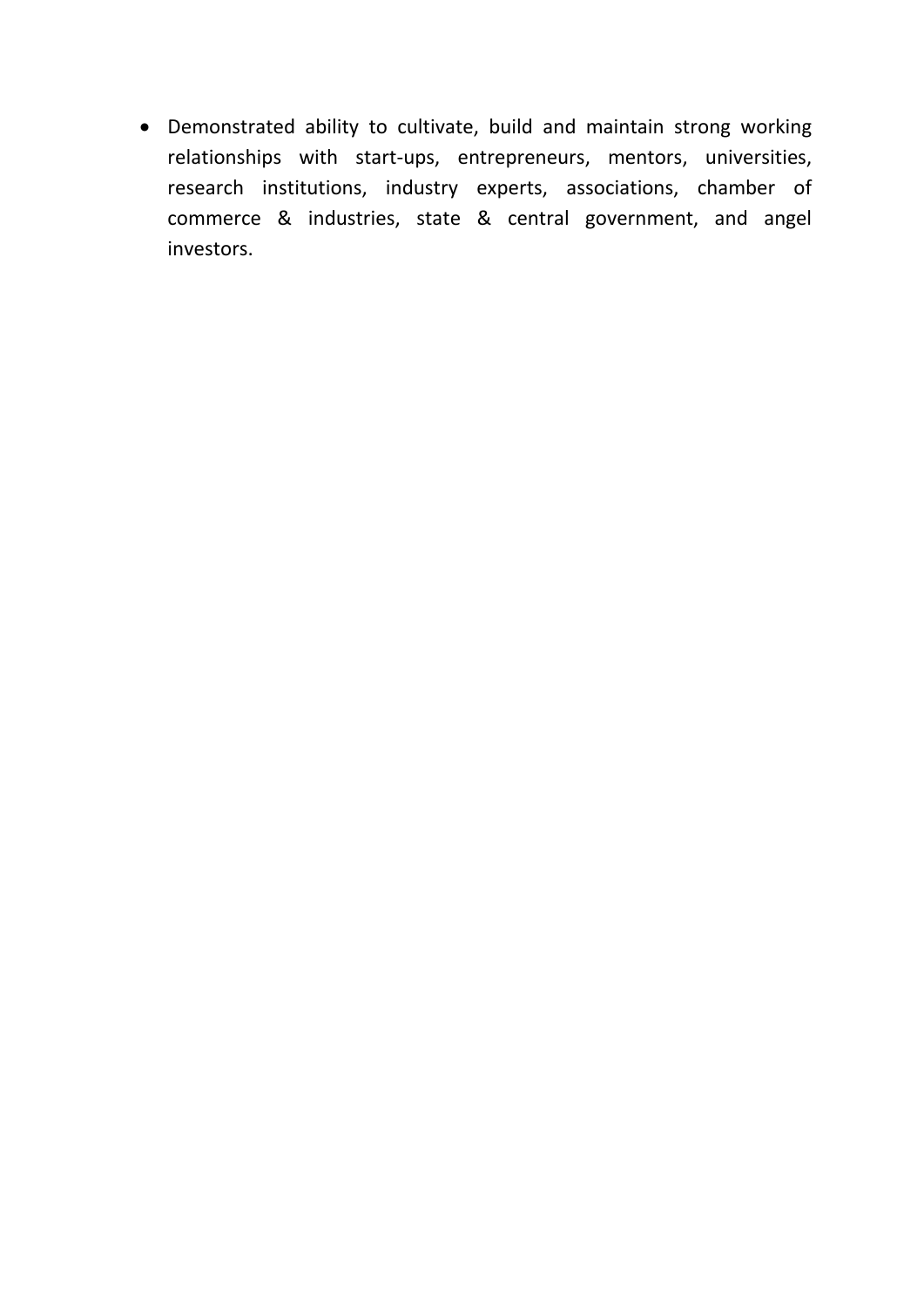- Demonstrated ability to cultivate, build and maintain strong working relationships with start-ups, entrepreneurs, mentors, universities, research institutions, industry experts, associations, chamber of commerce & industries, state & central government, and angel investors.